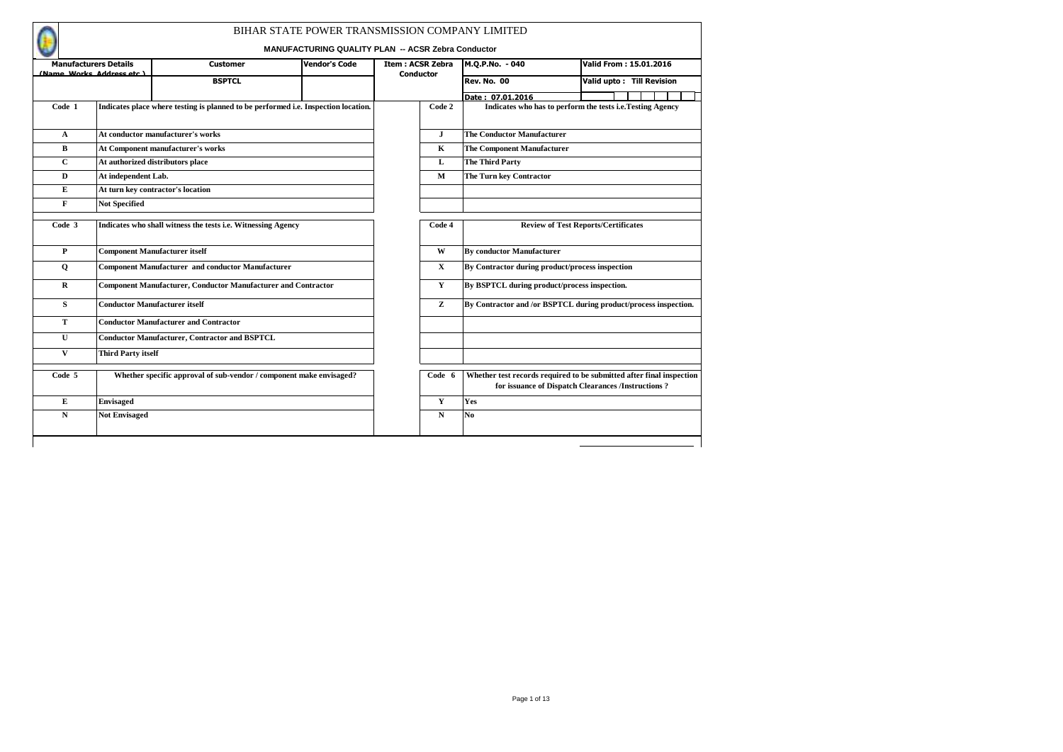# BIHAR STATE POWER TRANSMISSION COMPANY LIMITED

## MANUFACTURING QUALITY PLAN -- ACSR Zebra Conductor

| Manufacturers Details (Name, Works, Address etc.) | Customer | Vendor's Code | Item : ACSR Zebra Conductor | M.Q.P.No. - 040 | Valid From : 15.01.2016 |
|---|---|---|---|---|---|
| | BSPTCL | | | Rev. No. 00 | Valid upto : Till Revision |
| | | | | Date : 07.01.2016 | |

| Code 1 | Indicates place where testing is planned to be performed i.e. Inspection location. | Code 2 | Indicates who has to perform the tests i.e.Testing Agency |
|---|---|---|---|
| A | At conductor manufacturer's works | J | The Conductor Manufacturer |
| B | At Component manufacturer's works | K | The Component Manufacturer |
| C | At authorized distributors place | L | The Third Party |
| D | At independent Lab. | M | The Turn key Contractor |
| E | At turn key contractor's location | | |
| F | Not Specified | | |

| Code 3 | Indicates who shall witness the tests i.e. Witnessing Agency | Code 4 | Review of Test Reports/Certificates |
|---|---|---|---|
| P | Component Manufacturer itself | W | By conductor Manufacturer |
| Q | Component Manufacturer and conductor Manufacturer | X | By Contractor during product/process inspection |
| R | Component Manufacturer, Conductor Manufacturer and Contractor | Y | By BSPTCL during product/process inspection. |
| S | Conductor Manufacturer itself | Z | By Contractor and /or BSPTCL during product/process inspection. |
| T | Conductor Manufacturer and Contractor | | |
| U | Conductor Manufacturer, Contractor and BSPTCL | | |
| V | Third Party itself | | |

| Code 5 | Whether specific approval of sub-vendor / component make envisaged? | Code 6 | Whether test records required to be submitted after final inspection for issuance of Dispatch Clearances /Instructions ? |
|---|---|---|---|
| E | Envisaged | Y | Yes |
| N | Not Envisaged | N | No |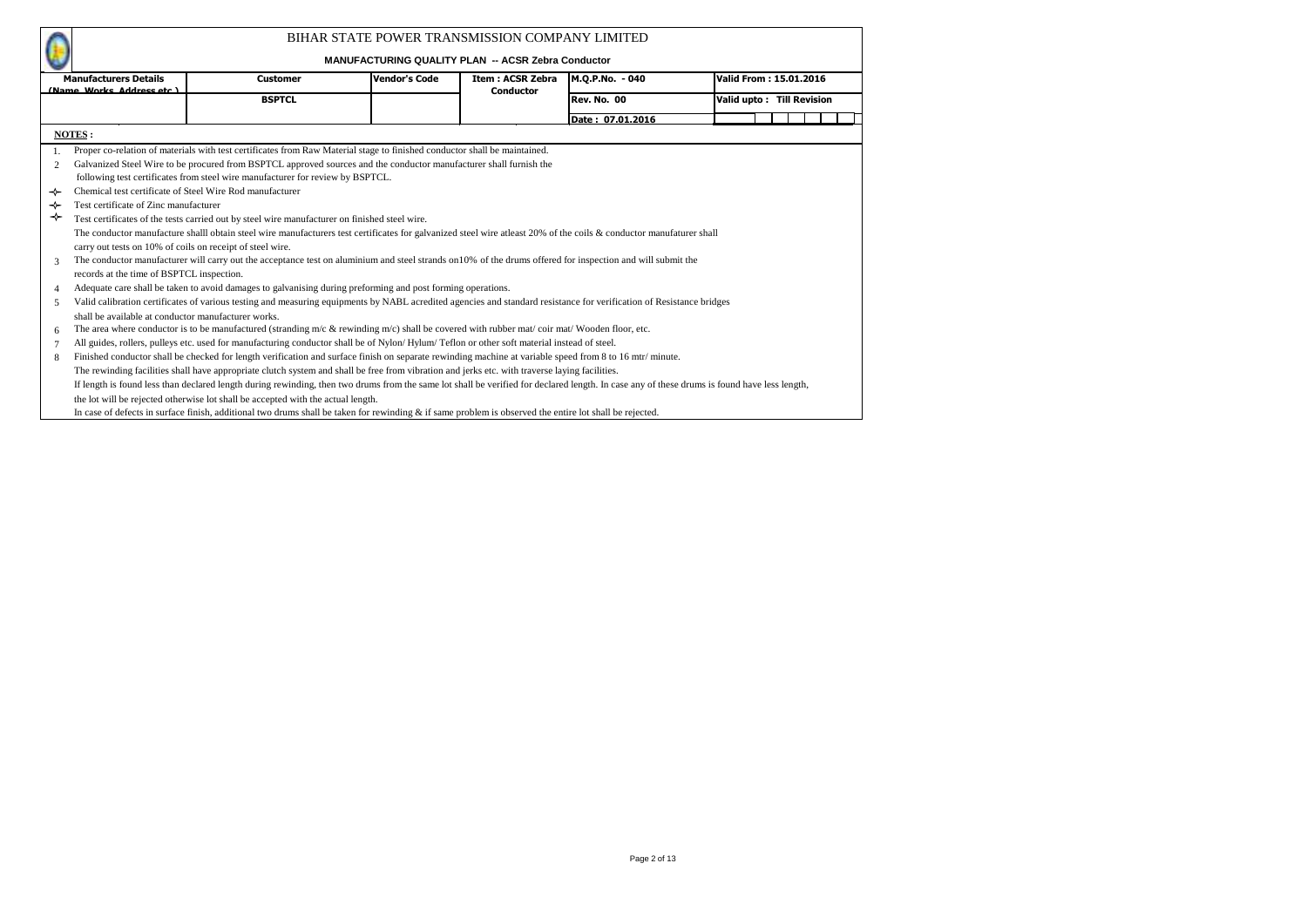# BIHAR STATE POWER TRANSMISSION COMPANY LIMITED

**MANUFACTURING QUALITY PLAN -- ACSR Zebra Conductor**

| Manufacturers Details (Name, Works, Address etc.) | Customer | Vendor's Code | Item : ACSR Zebra Conductor | M.Q.P.No. - 040 | Valid From : 15.01.2016 |
|---|---|---|---|---|---|
| | BSPTCL | | | Rev. No. 00 | Valid upto : Till Revision |
| | | | | Date : 07.01.2016 | |

**NOTES :**

1. Proper co-relation of materials with test certificates from Raw Material stage to finished conductor shall be maintained.
2. Galvanized Steel Wire to be procured from BSPTCL approved sources and the conductor manufacturer shall furnish the following test certificates from steel wire manufacturer for review by BSPTCL.
   - Chemical test certificate of Steel Wire Rod manufacturer
   - Test certificate of Zinc manufacturer
   - Test certificates of the tests carried out by steel wire manufacturer on finished steel wire.

   The conductor manufacture shalll obtain steel wire manufacturers test certificates for galvanized steel wire atleast 20% of the coils & conductor manufaturer shall carry out tests on 10% of coils on receipt of steel wire.
3. The conductor manufacturer will carry out the acceptance test on aluminium and steel strands on10% of the drums offered for inspection and will submit the records at the time of BSPTCL inspection.
4. Adequate care shall be taken to avoid damages to galvanising during preforming and post forming operations.
5. Valid calibration certificates of various testing and measuring equipments by NABL acredited agencies and standard resistance for verification of Resistance bridges shall be available at conductor manufacturer works.
6. The area where conductor is to be manufactured (stranding m/c & rewinding m/c) shall be covered with rubber mat/ coir mat/ Wooden floor, etc.
7. All guides, rollers, pulleys etc. used for manufacturing conductor shall be of Nylon/ Hylum/ Teflon or other soft material instead of steel.
8. Finished conductor shall be checked for length verification and surface finish on separate rewinding machine at variable speed from 8 to 16 mtr/ minute.

   The rewinding facilities shall have appropriate clutch system and shall be free from vibration and jerks etc. with traverse laying facilities.

   If length is found less than declared length during rewinding, then two drums from the same lot shall be verified for declared length. In case any of these drums is found have less length, the lot will be rejected otherwise lot shall be accepted with the actual length.

   In case of defects in surface finish, additional two drums shall be taken for rewinding & if same problem is observed the entire lot shall be rejected.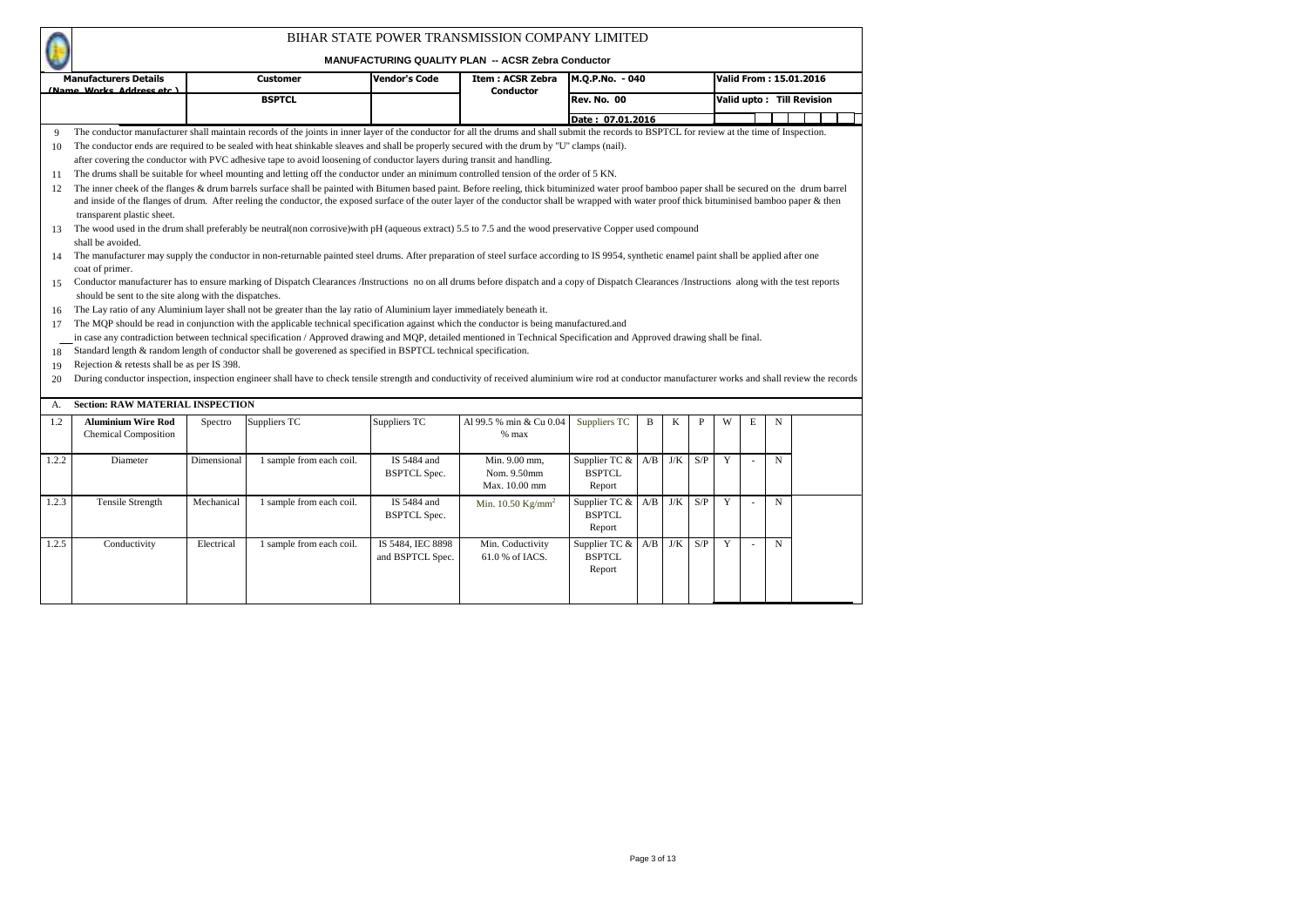# BIHAR STATE POWER TRANSMISSION COMPANY LIMITED

**MANUFACTURING QUALITY PLAN -- ACSR Zebra Conductor**

| Manufacturers Details (Name, Works, Address etc.) | Customer | Vendor's Code | Item : ACSR Zebra Conductor | M.Q.P.No. - 040 | Valid From : 15.01.2016 |
|---|---|---|---|---|---|
| | BSPTCL | | | Rev. No. 00 | Valid upto : Till Revision |
| | | | | Date : 07.01.2016 | |

9. The conductor manufacturer shall maintain records of the joints in inner layer of the conductor for all the drums and shall submit the records to BSPTCL for review at the time of Inspection.
10. The conductor ends are required to be sealed with heat shinkable sleaves and shall be properly secured with the drum by "U" clamps (nail). after covering the conductor with PVC adhesive tape to avoid loosening of conductor layers during transit and handling.
11. The drums shall be suitable for wheel mounting and letting off the conductor under an minimum controlled tension of the order of 5 KN.
12. The inner cheek of the flanges & drum barrels surface shall be painted with Bitumen based paint. Before reeling, thick bituminized water proof bamboo paper shall be secured on the drum barrel and inside of the flanges of drum. After reeling the conductor, the exposed surface of the outer layer of the conductor shall be wrapped with water proof thick bituminised bamboo paper & then transparent plastic sheet.
13. The wood used in the drum shall preferably be neutral(non corrosive)with pH (aqueous extract) 5.5 to 7.5 and the wood preservative Copper used compound shall be avoided.
14. The manufacturer may supply the conductor in non-returnable painted steel drums. After preparation of steel surface according to IS 9954, synthetic enamel paint shall be applied after one coat of primer.
15. Conductor manufacturer has to ensure marking of Dispatch Clearances /Instructions no on all drums before dispatch and a copy of Dispatch Clearances /Instructions along with the test reports should be sent to the site along with the dispatches.
16. The Lay ratio of any Aluminium layer shall not be greater than the lay ratio of Aluminium layer immediately beneath it.
17. The MQP should be read in conjunction with the applicable technical specification against which the conductor is being manufactured.and in case any contradiction between technical specification / Approved drawing and MQP, detailed mentioned in Technical Specification and Approved drawing shall be final.
18. Standard length & random length of conductor shall be goverened as specified in BSPTCL technical specification.
19. Rejection & retests shall be as per IS 398.
20. During conductor inspection, inspection engineer shall have to check tensile strength and conductivity of received aluminium wire rod at conductor manufacturer works and shall review the records

## A. Section: RAW MATERIAL INSPECTION

| 1.2 | **Aluminium Wire Rod** Chemical Composition | Spectro | Suppliers TC | Suppliers TC | Al 99.5 % min & Cu 0.04 % max | Suppliers TC | B | K | P | W | E | N | |
|---|---|---|---|---|---|---|---|---|---|---|---|---|---|
| 1.2.2 | Diameter | Dimensional | 1 sample from each coil. | IS 5484 and BSPTCL Spec. | Min. 9.00 mm, Nom. 9.50mm Max. 10.00 mm | Supplier TC & BSPTCL Report | A/B | J/K | S/P | Y | - | N | |
| 1.2.3 | Tensile Strength | Mechanical | 1 sample from each coil. | IS 5484 and BSPTCL Spec. | Min. 10.50 $Kg/mm^2$ | Supplier TC & BSPTCL Report | A/B | J/K | S/P | Y | - | N | |
| 1.2.5 | Conductivity | Electrical | 1 sample from each coil. | IS 5484, IEC 8898 and BSPTCL Spec. | Min. Coductivity 61.0 % of IACS. | Supplier TC & BSPTCL Report | A/B | J/K | S/P | Y | - | N | |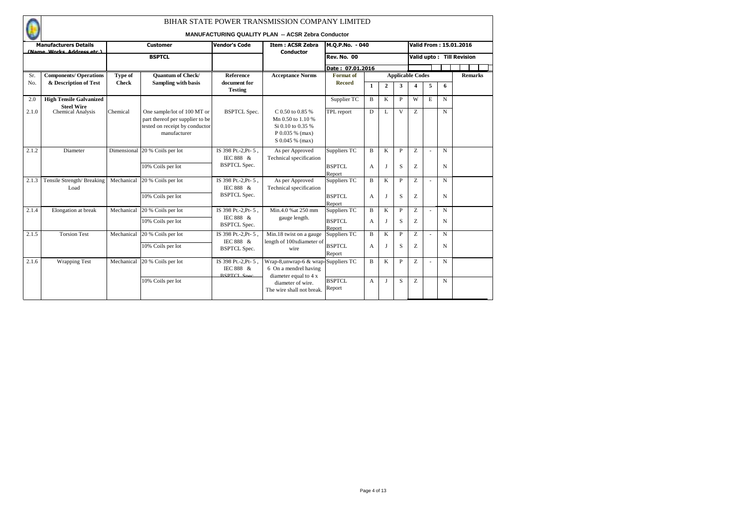# BIHAR STATE POWER TRANSMISSION COMPANY LIMITED

## MANUFACTURING QUALITY PLAN -- ACSR Zebra Conductor

| Manufacturers Details (Name, Works, Address etc.) | Customer | Vendor's Code | Item : ACSR Zebra Conductor | M.Q.P.No. - 040 | Valid From : 15.01.2016 |
|---|---|---|---|---|---|
| | BSPTCL | | | Rev. No. 00 | Valid upto : Till Revision |
| | | | | Date : 07.01.2016 | |

| Sr. No. | Components/ Operations & Description of Test | Type of Check | Quantum of Check/ Sampling with basis | Reference document for Testing | Acceptance Norms | Format of Record | Applicable Codes 1 | 2 | 3 | 4 | 5 | 6 | Remarks |
|---|---|---|---|---|---|---|---|---|---|---|---|---|---|
| 2.0 | **High Tensile Galvanized Steel Wire** | | | | | Supplier TC | B | K | P | W | E | N | |
| 2.1.0 | Chemical Analysis | Chemical | One sample/lot of 100 MT or part thereof per supplier to be tested on receipt by conductor manufacturer | BSPTCL Spec. | C 0.50 to 0.85 %<br>Mn 0.50 to 1.10 %<br>Si 0.10 to 0.35 %<br>P 0.035 % (max)<br>S 0.045 % (max) | TPL report | D | L | V | Z | | N | |
| 2.1.2 | Diameter | Dimensional | 20 % Coils per lot | IS 398 Pt.-2,Pt- 5 , IEC 888 & BSPTCL Spec. | As per Approved Technical specification | Suppliers TC | B | K | P | Z | - | N | |
| | | | 10% Coils per lot | | | BSPTCL Report | A | J | S | Z | | N | |
| 2.1.3 | Tensile Strength/ Breaking Load | Mechanical | 20 % Coils per lot | IS 398 Pt.-2,Pt- 5 , IEC 888 & BSPTCL Spec. | As per Approved Technical specification | Suppliers TC | B | K | P | Z | - | N | |
| | | | 10% Coils per lot | | | BSPTCL Report | A | J | S | Z | | N | |
| 2.1.4 | Elongation at break | Mechanical | 20 % Coils per lot | IS 398 Pt.-2,Pt- 5 , IEC 888 & BSPTCL Spec. | Min.4.0 %at 250 mm gauge length. | Suppliers TC | B | K | P | Z | - | N | |
| | | | 10% Coils per lot | | | BSPTCL Report | A | J | S | Z | | N | |
| 2.1.5 | Torsion Test | Mechanical | 20 % Coils per lot | IS 398 Pt.-2,Pt- 5 , IEC 888 & BSPTCL Spec. | Min.18 twist on a gauge length of 100xdiameter of wire | Suppliers TC | B | K | P | Z | - | N | |
| | | | 10% Coils per lot | | | BSPTCL Report | A | J | S | Z | | N | |
| 2.1.6 | Wrapping Test | Mechanical | 20 % Coils per lot | IS 398 Pt.-2,Pt- 5 , IEC 888 & BSPTCL Spec. | Wrap-8,unwrap-6 & wrap-6 On a mendrel having diameter equal to 4 x diameter of wire. The wire shall not break. | Suppliers TC | B | K | P | Z | - | N | |
| | | | 10% Coils per lot | | | BSPTCL Report | A | J | S | Z | | N | |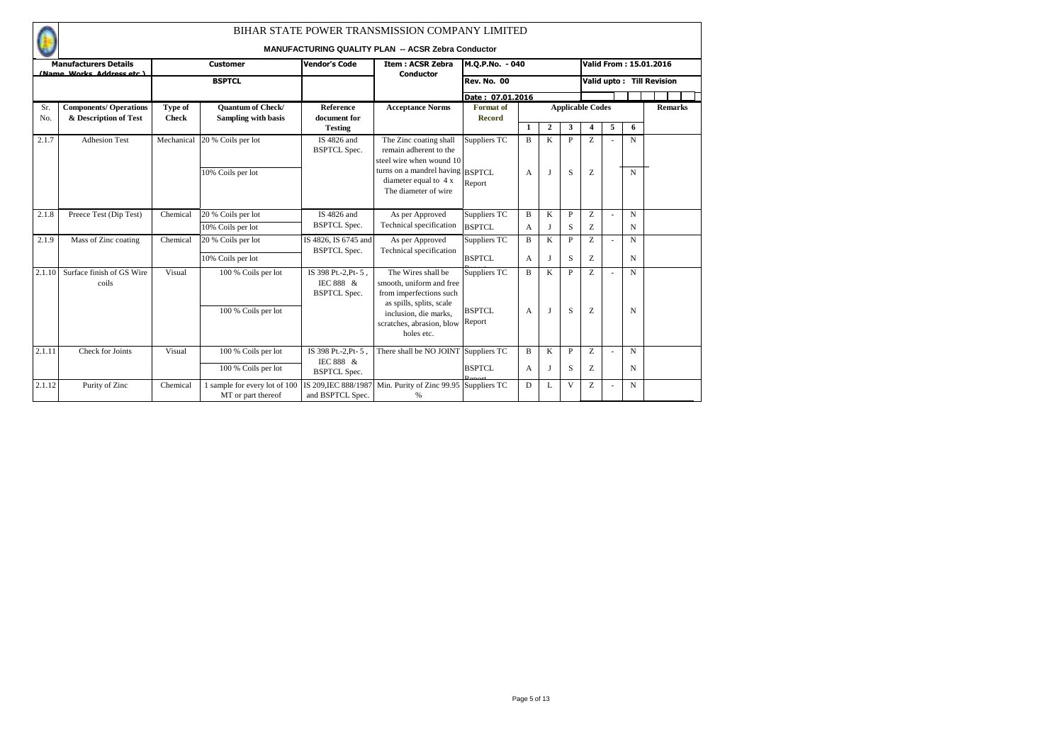# BIHAR STATE POWER TRANSMISSION COMPANY LIMITED

## MANUFACTURING QUALITY PLAN -- ACSR Zebra Conductor

| Manufacturers Details (Name, Works, Address etc.) | Customer | Vendor's Code | Item : ACSR Zebra Conductor | M.Q.P.No. - 040 | Valid From : 15.01.2016 |
|---|---|---|---|---|---|
| | BSPTCL | | | Rev. No. 00 | Valid upto : Till Revision |
| | | | | Date : 07.01.2016 | |

| Sr. No. | Components/ Operations & Description of Test | Type of Check | Quantum of Check/ Sampling with basis | Reference document for Testing | Acceptance Norms | Format of Record | Applicable Codes 1 | 2 | 3 | 4 | 5 | 6 | Remarks |
|---|---|---|---|---|---|---|---|---|---|---|---|---|---|
| 2.1.7 | Adhesion Test | Mechanical | 20 % Coils per lot | IS 4826 and BSPTCL Spec. | The Zinc coating shall remain adherent to the steel wire when wound 10 turns on a mandrel having diameter equal to 4 x The diameter of wire | Suppliers TC | B | K | P | Z | - | N | |
| | | | 10% Coils per lot | | | BSPTCL Report | A | J | S | Z | | N | |
| 2.1.8 | Preece Test (Dip Test) | Chemical | 20 % Coils per lot | IS 4826 and BSPTCL Spec. | As per Approved Technical specification | Suppliers TC | B | K | P | Z | - | N | |
| | | | 10% Coils per lot | | | BSPTCL | A | J | S | Z | | N | |
| 2.1.9 | Mass of Zinc coating | Chemical | 20 % Coils per lot | IS 4826, IS 6745 and BSPTCL Spec. | As per Approved Technical specification | Suppliers TC | B | K | P | Z | - | N | |
| | | | 10% Coils per lot | | | BSPTCL Report | A | J | S | Z | | N | |
| 2.1.10 | Surface finish of GS Wire coils | Visual | 100 % Coils per lot | IS 398 Pt.-2,Pt- 5 , IEC 888 & BSPTCL Spec. | The Wires shall be smooth, uniform and free from imperfections such as spills, splits, scale inclusion, die marks, scratches, abrasion, blow holes etc. | Suppliers TC | B | K | P | Z | - | N | |
| | | | 100 % Coils per lot | | | BSPTCL Report | A | J | S | Z | | N | |
| 2.1.11 | Check for Joints | Visual | 100 % Coils per lot | IS 398 Pt.-2,Pt- 5 , IEC 888 & BSPTCL Spec. | There shall be NO JOINT | Suppliers TC | B | K | P | Z | - | N | |
| | | | 100 % Coils per lot | | | BSPTCL Report | A | J | S | Z | | N | |
| 2.1.12 | Purity of Zinc | Chemical | 1 sample for every lot of 100 MT or part thereof | IS 209,IEC 888/1987 and BSPTCL Spec. | Min. Purity of Zinc 99.95 % | Suppliers TC | D | L | V | Z | - | N | |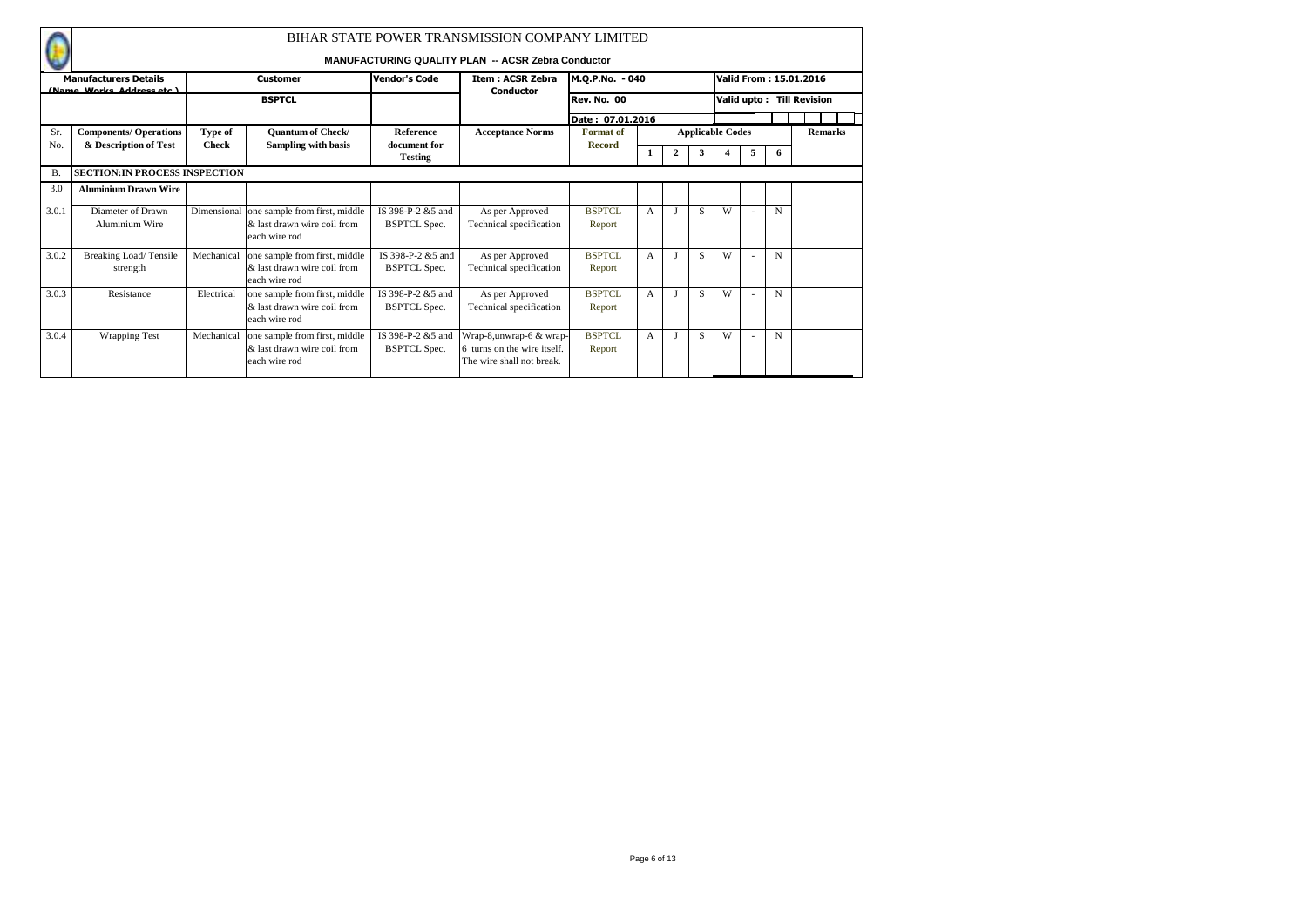# BIHAR STATE POWER TRANSMISSION COMPANY LIMITED

**MANUFACTURING QUALITY PLAN -- ACSR Zebra Conductor**

| Manufacturers Details (Name, Works, Address etc.) | Customer | Vendor's Code | Item : ACSR Zebra Conductor | M.Q.P.No. - 040 | Valid From : 15.01.2016 |
|---|---|---|---|---|---|
| | BSPTCL | | | Rev. No. 00 | Valid upto : Till Revision |
| | | | | Date : 07.01.2016 | |

| Sr. No. | Components/ Operations & Description of Test | Type of Check | Quantum of Check/ Sampling with basis | Reference document for Testing | Acceptance Norms | Format of Record | Applicable Codes 1 | 2 | 3 | 4 | 5 | 6 | Remarks |
|---|---|---|---|---|---|---|---|---|---|---|---|---|---|
| B. | **SECTION:IN PROCESS INSPECTION** | | | | | | | | | | | | |
| 3.0 | **Aluminium Drawn Wire** | | | | | | | | | | | | |
| 3.0.1 | Diameter of Drawn Aluminium Wire | Dimensional | one sample from first, middle & last drawn wire coil from each wire rod | IS 398-P-2 &5 and BSPTCL Spec. | As per Approved Technical specification | BSPTCL Report | A | J | S | W | - | N | |
| 3.0.2 | Breaking Load/ Tensile strength | Mechanical | one sample from first, middle & last drawn wire coil from each wire rod | IS 398-P-2 &5 and BSPTCL Spec. | As per Approved Technical specification | BSPTCL Report | A | J | S | W | - | N | |
| 3.0.3 | Resistance | Electrical | one sample from first, middle & last drawn wire coil from each wire rod | IS 398-P-2 &5 and BSPTCL Spec. | As per Approved Technical specification | BSPTCL Report | A | J | S | W | - | N | |
| 3.0.4 | Wrapping Test | Mechanical | one sample from first, middle & last drawn wire coil from each wire rod | IS 398-P-2 &5 and BSPTCL Spec. | Wrap-8,unwrap-6 & wrap-6 turns on the wire itself. The wire shall not break. | BSPTCL Report | A | J | S | W | - | N | |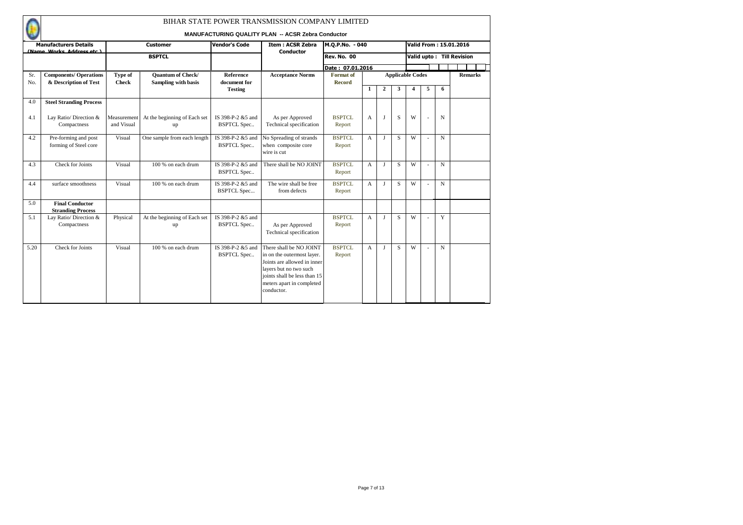# BIHAR STATE POWER TRANSMISSION COMPANY LIMITED

**MANUFACTURING QUALITY PLAN -- ACSR Zebra Conductor**

| Manufacturers Details (Name, Works, Address etc.) | Customer | Vendor's Code | Item : ACSR Zebra Conductor | M.Q.P.No. - 040 | Valid From : 15.01.2016 |
|---|---|---|---|---|---|
| | BSPTCL | | | Rev. No. 00 | Valid upto : Till Revision |
| | | | | Date : 07.01.2016 | |

| Sr. No. | Components/ Operations & Description of Test | Type of Check | Quantum of Check/ Sampling with basis | Reference document for Testing | Acceptance Norms | Format of Record | Applicable Codes 1 | 2 | 3 | 4 | 5 | 6 | Remarks |
|---|---|---|---|---|---|---|---|---|---|---|---|---|---|
| 4.0 | **Steel Stranding Process** | | | | | | | | | | | | |
| 4.1 | Lay Ratio/ Direction & Compactness | Measurement and Visual | At the beginning of Each set up | IS 398-P-2 &5 and BSPTCL Spec.. | As per Approved Technical specification | BSPTCL Report | A | J | S | W | - | N | |
| 4.2 | Pre-forming and post forming of Steel core | Visual | One sample from each length | IS 398-P-2 &5 and BSPTCL Spec.. | No Spreading of strands when composite core wire is cut | BSPTCL Report | A | J | S | W | - | N | |
| 4.3 | Check for Joints | Visual | 100 % on each drum | IS 398-P-2 &5 and BSPTCL Spec.. | There shall be NO JOINT | BSPTCL Report | A | J | S | W | - | N | |
| 4.4 | surface smoothness | Visual | 100 % on each drum | IS 398-P-2 &5 and BSPTCL Spec.... | The wire shall be free from defects | BSPTCL Report | A | J | S | W | - | N | |
| 5.0 | **Final Conductor Stranding Process** | | | | | | | | | | | | |
| 5.1 | Lay Ratio/ Direction & Compactness | Physical | At the beginning of Each set up | IS 398-P-2 &5 and BSPTCL Spec.. | As per Approved Technical specification | BSPTCL Report | A | J | S | W | - | Y | |
| 5.20 | Check for Joints | Visual | 100 % on each drum | IS 398-P-2 &5 and BSPTCL Spec.. | There shall be NO JOINT in on the outermost layer. Joints are allowed in inner layers but no two such joints shall be less than 15 meters apart in completed conductor. | BSPTCL Report | A | J | S | W | - | N | |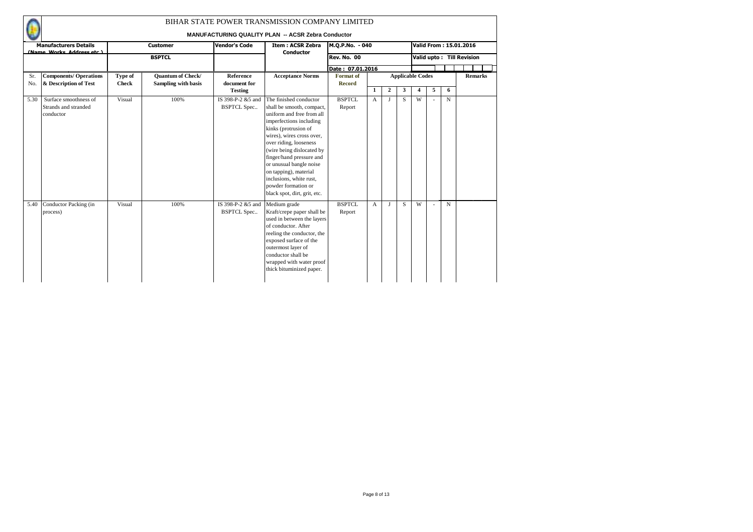# BIHAR STATE POWER TRANSMISSION COMPANY LIMITED

**MANUFACTURING QUALITY PLAN -- ACSR Zebra Conductor**

| Manufacturers Details (Name, Works, Address etc.) | Customer | Vendor's Code | Item : ACSR Zebra Conductor | M.Q.P.No. - 040 | Valid From : 15.01.2016 |
|---|---|---|---|---|---|
| | BSPTCL | | | Rev. No. 00 | Valid upto : Till Revision |
| | | | | Date : 07.01.2016 | |

| Sr. No. | Components/ Operations & Description of Test | Type of Check | Quantum of Check/ Sampling with basis | Reference document for Testing | Acceptance Norms | Format of Record | Applicable Codes 1 | 2 | 3 | 4 | 5 | 6 | Remarks |
|---|---|---|---|---|---|---|---|---|---|---|---|---|---|
| 5.30 | Surface smoothness of Strands and stranded conductor | Visual | 100% | IS 398-P-2 &5 and BSPTCL Spec.. | The finished conductor shall be smooth, compact, uniform and free from all imperfections including kinks (protrusion of wires), wires cross over, over riding, looseness (wire being dislocated by finger/hand pressure and or unusual bangle noise on tapping), material inclusions, white rust, powder formation or black spot, dirt, grit, etc. | BSPTCL Report | A | J | S | W | - | N | |
| 5.40 | Conductor Packing (in process) | Visual | 100% | IS 398-P-2 &5 and BSPTCL Spec.. | Medium grade Kraft/crepe paper shall be used in between the layers of conductor. After reeling the conductor, the exposed surface of the outermost layer of conductor shall be wrapped with water proof thick bituminized paper. | BSPTCL Report | A | J | S | W | - | N | |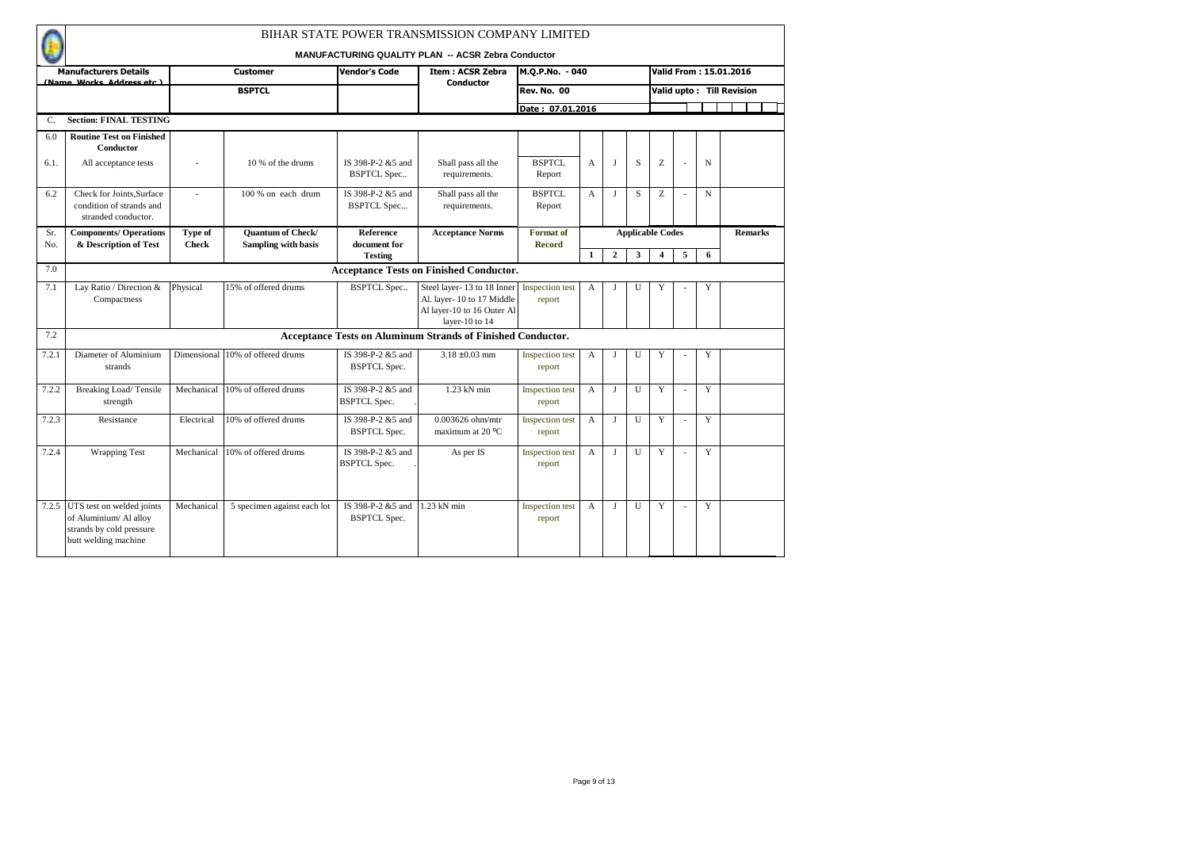# BIHAR STATE POWER TRANSMISSION COMPANY LIMITED

**MANUFACTURING QUALITY PLAN -- ACSR Zebra Conductor**

| Manufacturers Details (Name, Works, Address etc.) | Customer | Vendor's Code | Item : ACSR Zebra Conductor | M.Q.P.No. - 040 | Valid From : 15.01.2016 |
|---|---|---|---|---|---|
| | BSPTCL | | | Rev. No. 00 | Valid upto : Till Revision |
| | | | | Date : 07.01.2016 | |

**C. Section: FINAL TESTING**

| Sr. No. | Components/ Operations & Description of Test | Type of Check | Quantum of Check/ Sampling with basis | Reference document for Testing | Acceptance Norms | Format of Record | Applicable Codes 1 | 2 | 3 | 4 | 5 | 6 | Remarks |
|---|---|---|---|---|---|---|---|---|---|---|---|---|---|
| 6.0 | **Routine Test on Finished Conductor** | | | | | | | | | | | | |
| 6.1. | All acceptance tests | - | 10 % of the drums | IS 398-P-2 &5 and BSPTCL Spec.. | Shall pass all the requirements. | BSPTCL Report | A | J | S | Z | - | N | |
| 6.2 | Check for Joints,Surface condition of strands and stranded conductor. | - | 100 % on each drum | IS 398-P-2 &5 and BSPTCL Spec... | Shall pass all the requirements. | BSPTCL Report | A | J | S | Z | - | N | |
| 7.0 | **Acceptance Tests on Finished Conductor.** | | | | | | | | | | | | |
| 7.1 | Lay Ratio / Direction & Compactness | Physical | 15% of offered drums | BSPTCL Spec.. | Steel layer- 13 to 18 Inner Al. layer- 10 to 17 Middle Al layer-10 to 16 Outer Al layer-10 to 14 | Inspection test report | A | J | U | Y | - | Y | |
| 7.2 | **Acceptance Tests on Aluminum Strands of Finished Conductor.** | | | | | | | | | | | | |
| 7.2.1 | Diameter of Aluminium strands | Dimensional | 10% of offered drums | IS 398-P-2 &5 and BSPTCL Spec. | 3.18 ±0.03 mm | Inspection test report | A | J | U | Y | - | Y | |
| 7.2.2 | Breaking Load/ Tensile strength | Mechanical | 10% of offered drums | IS 398-P-2 &5 and BSPTCL Spec. | 1.23 kN min | Inspection test report | A | J | U | Y | - | Y | |
| 7.2.3 | Resistance | Electrical | 10% of offered drums | IS 398-P-2 &5 and BSPTCL Spec. | 0.003626 ohm/mtr maximum at 20 °C | Inspection test report | A | J | U | Y | - | Y | |
| 7.2.4 | Wrapping Test | Mechanical | 10% of offered drums | IS 398-P-2 &5 and BSPTCL Spec. | As per IS | Inspection test report | A | J | U | Y | - | Y | |
| 7.2.5 | UTS test on welded joints of Aluminium/ Al alloy strands by cold pressure butt welding machine | Mechanical | 5 specimen against each lot | IS 398-P-2 &5 and BSPTCL Spec. | 1.23 kN min | Inspection test report | A | J | U | Y | - | Y | |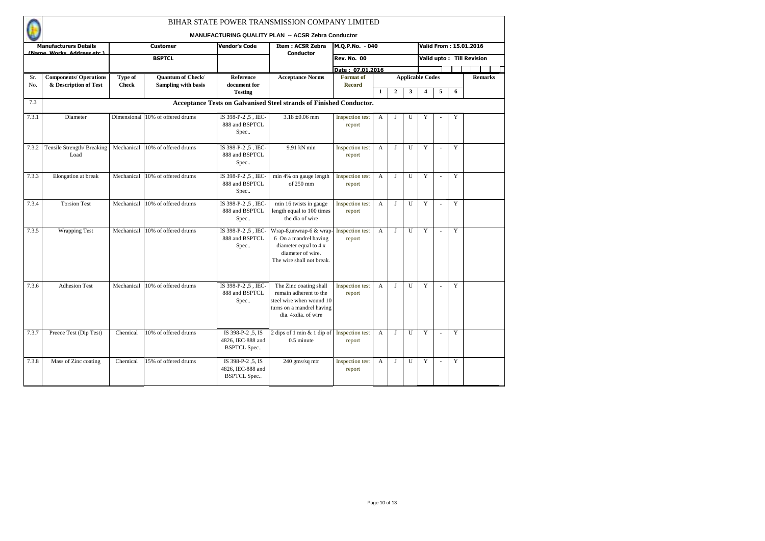# BIHAR STATE POWER TRANSMISSION COMPANY LIMITED

**MANUFACTURING QUALITY PLAN -- ACSR Zebra Conductor**

| Manufacturers Details (Name, Works, Address etc.) | Customer | Vendor's Code | Item : ACSR Zebra Conductor | M.Q.P.No. - 040 | Valid From : 15.01.2016 |
|---|---|---|---|---|---|
| | BSPTCL | | | Rev. No. 00 | Valid upto : Till Revision |
| | | | | Date : 07.01.2016 | |

| Sr. No. | Components/ Operations & Description of Test | Type of Check | Quantum of Check/ Sampling with basis | Reference document for Testing | Acceptance Norms | Format of Record | Applicable Codes 1 | 2 | 3 | 4 | 5 | 6 | Remarks |
|---|---|---|---|---|---|---|---|---|---|---|---|---|---|
| 7.3 | **Acceptance Tests on Galvanised Steel strands of Finished Conductor.** | | | | | | | | | | | | |
| 7.3.1 | Diameter | Dimensional | 10% of offered drums | IS 398-P-2 ,5 , IEC-888 and BSPTCL Spec.. | 3.18 ±0.06 mm | Inspection test report | A | J | U | Y | - | Y | |
| 7.3.2 | Tensile Strength/ Breaking Load | Mechanical | 10% of offered drums | IS 398-P-2 ,5 , IEC-888 and BSPTCL Spec.. | 9.91 kN min | Inspection test report | A | J | U | Y | - | Y | |
| 7.3.3 | Elongation at break | Mechanical | 10% of offered drums | IS 398-P-2 ,5 , IEC-888 and BSPTCL Spec.. | min 4% on gauge length of 250 mm | Inspection test report | A | J | U | Y | - | Y | |
| 7.3.4 | Torsion Test | Mechanical | 10% of offered drums | IS 398-P-2 ,5 , IEC-888 and BSPTCL Spec.. | min 16 twists in gauge length equal to 100 times the dia of wire | Inspection test report | A | J | U | Y | - | Y | |
| 7.3.5 | Wrapping Test | Mechanical | 10% of offered drums | IS 398-P-2 ,5 , IEC-888 and BSPTCL Spec.. | Wrap-8,unwrap-6 & wrap-6 On a mandrel having diameter equal to 4 x diameter of wire. The wire shall not break. | Inspection test report | A | J | U | Y | - | Y | |
| 7.3.6 | Adhesion Test | Mechanical | 10% of offered drums | IS 398-P-2 ,5 , IEC-888 and BSPTCL Spec.. | The Zinc coating shall remain adherent to the steel wire when wound 10 turns on a mandrel having dia. 4xdia. of wire | Inspection test report | A | J | U | Y | - | Y | |
| 7.3.7 | Preece Test (Dip Test) | Chemical | 10% of offered drums | IS 398-P-2 ,5, IS 4826, IEC-888 and BSPTCL Spec.. | 2 dips of 1 min & 1 dip of 0.5 minute | Inspection test report | A | J | U | Y | - | Y | |
| 7.3.8 | Mass of Zinc coating | Chemical | 15% of offered drums | IS 398-P-2 ,5, IS 4826, IEC-888 and BSPTCL Spec.. | 240 gms/sq mtr | Inspection test report | A | J | U | Y | - | Y | |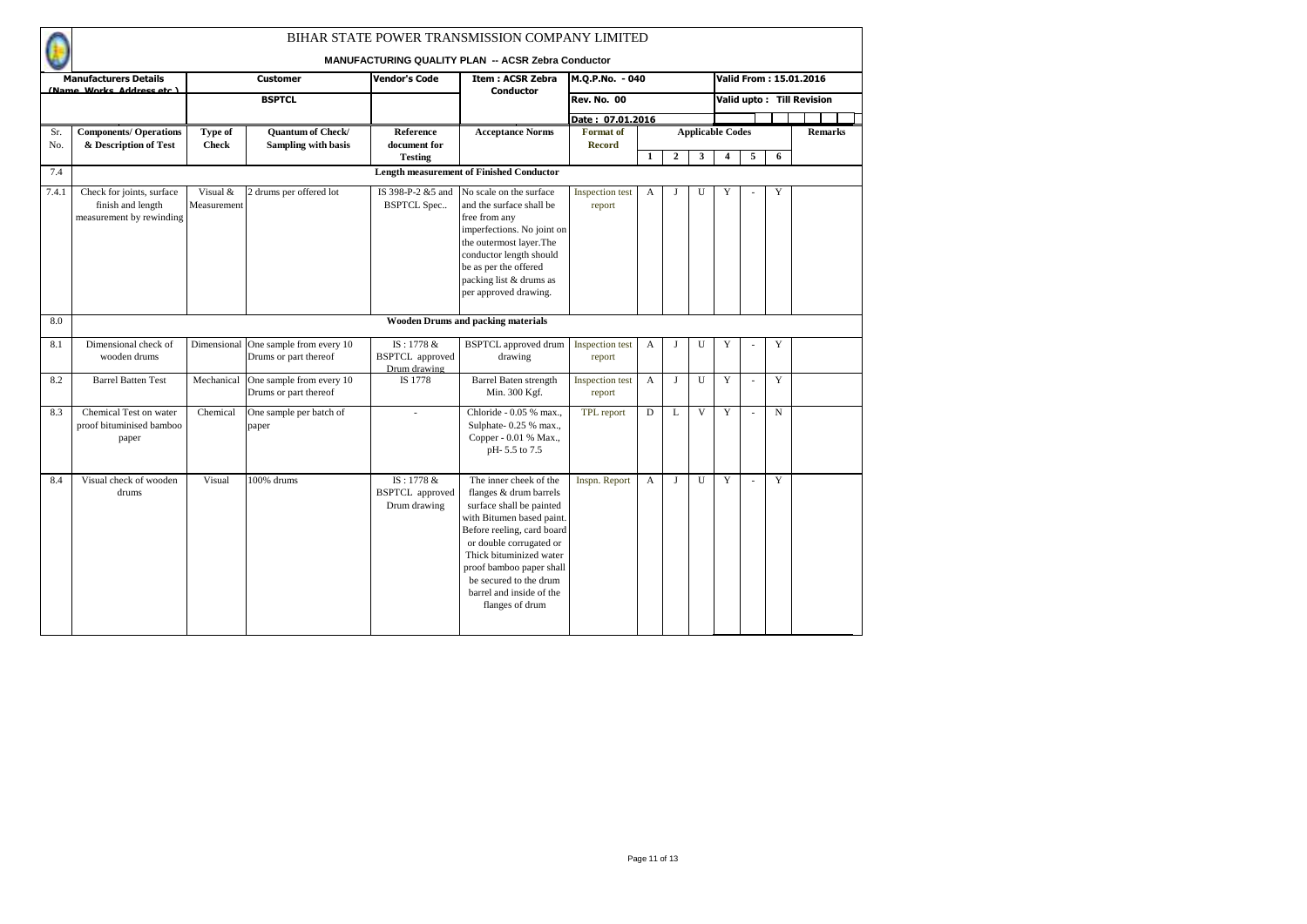# BIHAR STATE POWER TRANSMISSION COMPANY LIMITED

**MANUFACTURING QUALITY PLAN -- ACSR Zebra Conductor**

| Manufacturers Details (Name, Works, Address etc.) | Customer | Vendor's Code | Item : ACSR Zebra Conductor | M.Q.P.No. - 040 | Valid From : 15.01.2016 |
|---|---|---|---|---|---|
| | BSPTCL | | | Rev. No. 00 | Valid upto : Till Revision |
| | | | | Date : 07.01.2016 | |

| Sr. No. | Components/ Operations & Description of Test | Type of Check | Quantum of Check/ Sampling with basis | Reference document for Testing | Acceptance Norms | Format of Record | Applicable Codes | | | | | | Remarks |
|---|---|---|---|---|---|---|---|---|---|---|---|---|---|
| | | | | | | | 1 | 2 | 3 | 4 | 5 | 6 | |
| 7.4 | | | | | **Length measurement of Finished Conductor** | | | | | | | | |
| 7.4.1 | Check for joints, surface finish and length measurement by rewinding | Visual & Measurement | 2 drums per offered lot | IS 398-P-2 &5 and BSPTCL Spec.. | No scale on the surface and the surface shall be free from any imperfections. No joint on the outermost layer.The conductor length should be as per the offered packing list & drums as per approved drawing. | Inspection test report | A | J | U | Y | - | Y | |
| 8.0 | | | | | **Wooden Drums and packing materials** | | | | | | | | |
| 8.1 | Dimensional check of wooden drums | Dimensional | One sample from every 10 Drums or part thereof | IS : 1778 & BSPTCL approved Drum drawing | BSPTCL approved drum drawing | Inspection test report | A | J | U | Y | - | Y | |
| 8.2 | Barrel Batten Test | Mechanical | One sample from every 10 Drums or part thereof | IS 1778 | Barrel Baten strength Min. 300 Kgf. | Inspection test report | A | J | U | Y | - | Y | |
| 8.3 | Chemical Test on water proof bituminised bamboo paper | Chemical | One sample per batch of paper | - | Chloride - 0.05 % max., Sulphate- 0.25 % max., Copper - 0.01 % Max., pH- 5.5 to 7.5 | TPL report | D | L | V | Y | - | N | |
| 8.4 | Visual check of wooden drums | Visual | 100% drums | IS : 1778 & BSPTCL approved Drum drawing | The inner cheek of the flanges & drum barrels surface shall be painted with Bitumen based paint. Before reeling, card board or double corrugated or Thick bituminized water proof bamboo paper shall be secured to the drum barrel and inside of the flanges of drum | Inspn. Report | A | J | U | Y | - | Y | |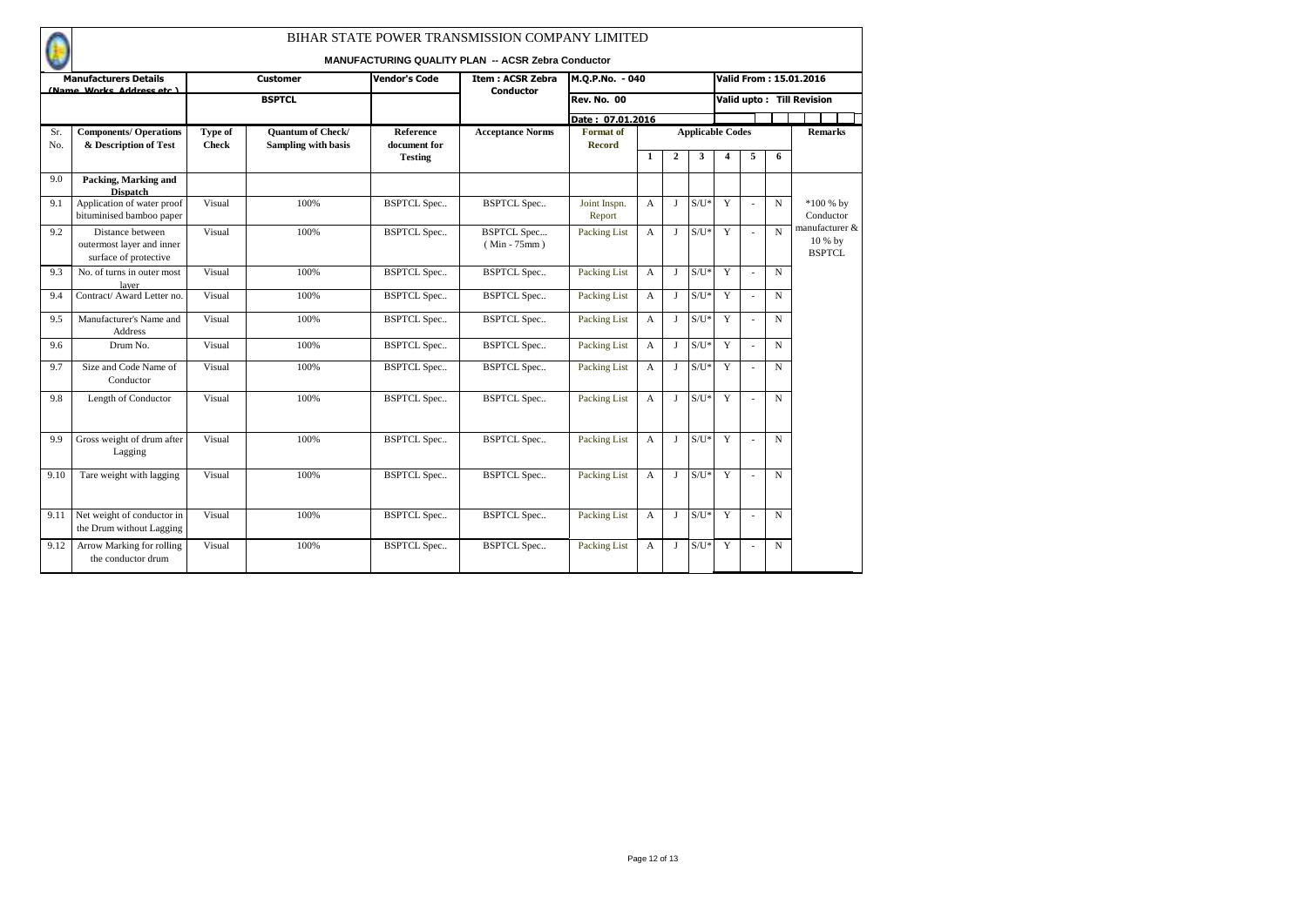# BIHAR STATE POWER TRANSMISSION COMPANY LIMITED

**MANUFACTURING QUALITY PLAN -- ACSR Zebra Conductor**

| Manufacturers Details (Name, Works, Address etc.) | Customer | Vendor's Code | Item : ACSR Zebra Conductor | M.Q.P.No. - 040 | Valid From : 15.01.2016 |
|---|---|---|---|---|---|
| | BSPTCL | | | Rev. No. 00 | Valid upto : Till Revision |
| | | | | Date : 07.01.2016 | |

| Sr. No. | Components/ Operations & Description of Test | Type of Check | Quantum of Check/ Sampling with basis | Reference document for Testing | Acceptance Norms | Format of Record | Applicable Codes 1 | 2 | 3 | 4 | 5 | 6 | Remarks |
|---|---|---|---|---|---|---|---|---|---|---|---|---|---|
| 9.0 | **Packing, Marking and Dispatch** | | | | | | | | | | | | |
| 9.1 | Application of water proof bituminised bamboo paper | Visual | 100% | BSPTCL Spec.. | BSPTCL Spec.. | Joint Inspn. Report | A | J | S/U* | Y | - | N | *100 % by Conductor manufacturer & 10 % by BSPTCL |
| 9.2 | Distance between outermost layer and inner surface of protective | Visual | 100% | BSPTCL Spec.. | BSPTCL Spec... ( Min - 75mm ) | Packing List | A | J | S/U* | Y | - | N | |
| 9.3 | No. of turns in outer most layer | Visual | 100% | BSPTCL Spec.. | BSPTCL Spec.. | Packing List | A | J | S/U* | Y | - | N | |
| 9.4 | Contract/ Award Letter no. | Visual | 100% | BSPTCL Spec.. | BSPTCL Spec.. | Packing List | A | J | S/U* | Y | - | N | |
| 9.5 | Manufacturer's Name and Address | Visual | 100% | BSPTCL Spec.. | BSPTCL Spec.. | Packing List | A | J | S/U* | Y | - | N | |
| 9.6 | Drum No. | Visual | 100% | BSPTCL Spec.. | BSPTCL Spec.. | Packing List | A | J | S/U* | Y | - | N | |
| 9.7 | Size and Code Name of Conductor | Visual | 100% | BSPTCL Spec.. | BSPTCL Spec.. | Packing List | A | J | S/U* | Y | - | N | |
| 9.8 | Length of Conductor | Visual | 100% | BSPTCL Spec.. | BSPTCL Spec.. | Packing List | A | J | S/U* | Y | - | N | |
| 9.9 | Gross weight of drum after Lagging | Visual | 100% | BSPTCL Spec.. | BSPTCL Spec.. | Packing List | A | J | S/U* | Y | - | N | |
| 9.10 | Tare weight with lagging | Visual | 100% | BSPTCL Spec.. | BSPTCL Spec.. | Packing List | A | J | S/U* | Y | - | N | |
| 9.11 | Net weight of conductor in the Drum without Lagging | Visual | 100% | BSPTCL Spec.. | BSPTCL Spec.. | Packing List | A | J | S/U* | Y | - | N | |
| 9.12 | Arrow Marking for rolling the conductor drum | Visual | 100% | BSPTCL Spec.. | BSPTCL Spec.. | Packing List | A | J | S/U* | Y | - | N | |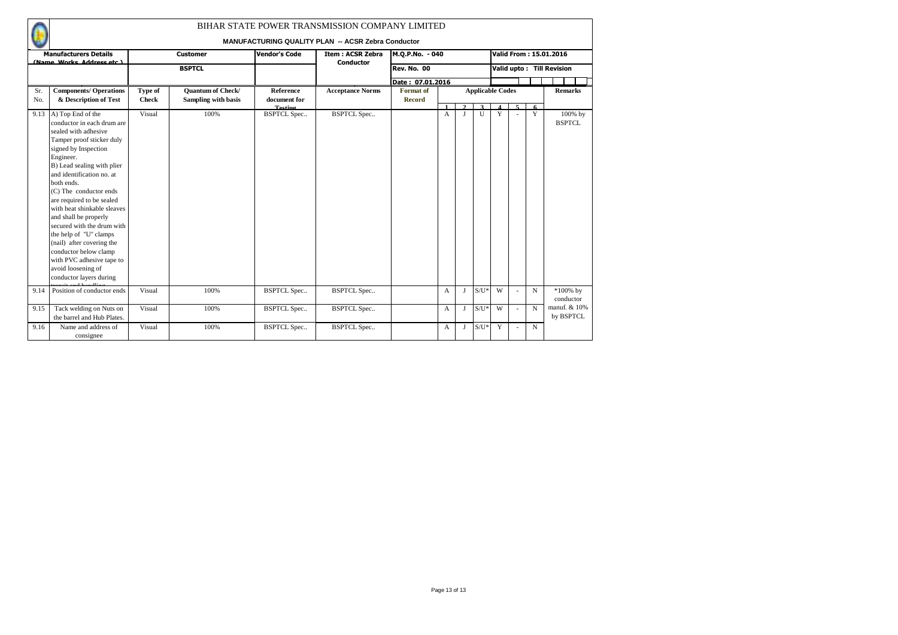# BIHAR STATE POWER TRANSMISSION COMPANY LIMITED

**MANUFACTURING QUALITY PLAN -- ACSR Zebra Conductor**

| Manufacturers Details (Name, Works, Address etc.) | | Customer | Vendor's Code | Item : ACSR Zebra Conductor | M.Q.P.No. - 040 | | | | | | | Valid From : 15.01.2016 |
|---|---|---|---|---|---|---|---|---|---|---|---|---|
| | | BSPTCL | | | Rev. No. 00 | | | | | | | Valid upto : Till Revision |
| | | | | | Date : 07.01.2016 | | | | | | | |

| Sr. No. | Components/ Operations & Description of Test | Type of Check | Quantum of Check/ Sampling with basis | Reference document for Testing | Acceptance Norms | Format of Record | Applicable Codes 1 | 2 | 3 | 4 | 5 | 6 | Remarks |
|---|---|---|---|---|---|---|---|---|---|---|---|---|---|
| 9.13 | A) Top End of the conductor in each drum are sealed with adhesive Tamper proof sticker duly signed by Inspection Engineer. B) Lead sealing with plier and identification no. at both ends. (C) The conductor ends are required to be sealed with heat shinkable sleeves and shall be properly secured with the drum with the help of "U" clamps (nail) after covering the conductor below clamp with PVC adhesive tape to avoid loosening of conductor layers during transit and handling | Visual | 100% | BSPTCL Spec.. | BSPTCL Spec.. | | A | J | U | Y | - | Y | 100% by BSPTCL |
| 9.14 | Position of conductor ends | Visual | 100% | BSPTCL Spec.. | BSPTCL Spec.. | | A | J | S/U* | W | - | N | *100% by conductor manuf. & 10% by BSPTCL |
| 9.15 | Tack welding on Nuts on the barrel and Hub Plates. | Visual | 100% | BSPTCL Spec.. | BSPTCL Spec.. | | A | J | S/U* | W | - | N | |
| 9.16 | Name and address of consignee | Visual | 100% | BSPTCL Spec.. | BSPTCL Spec.. | | A | J | S/U* | Y | - | N | |